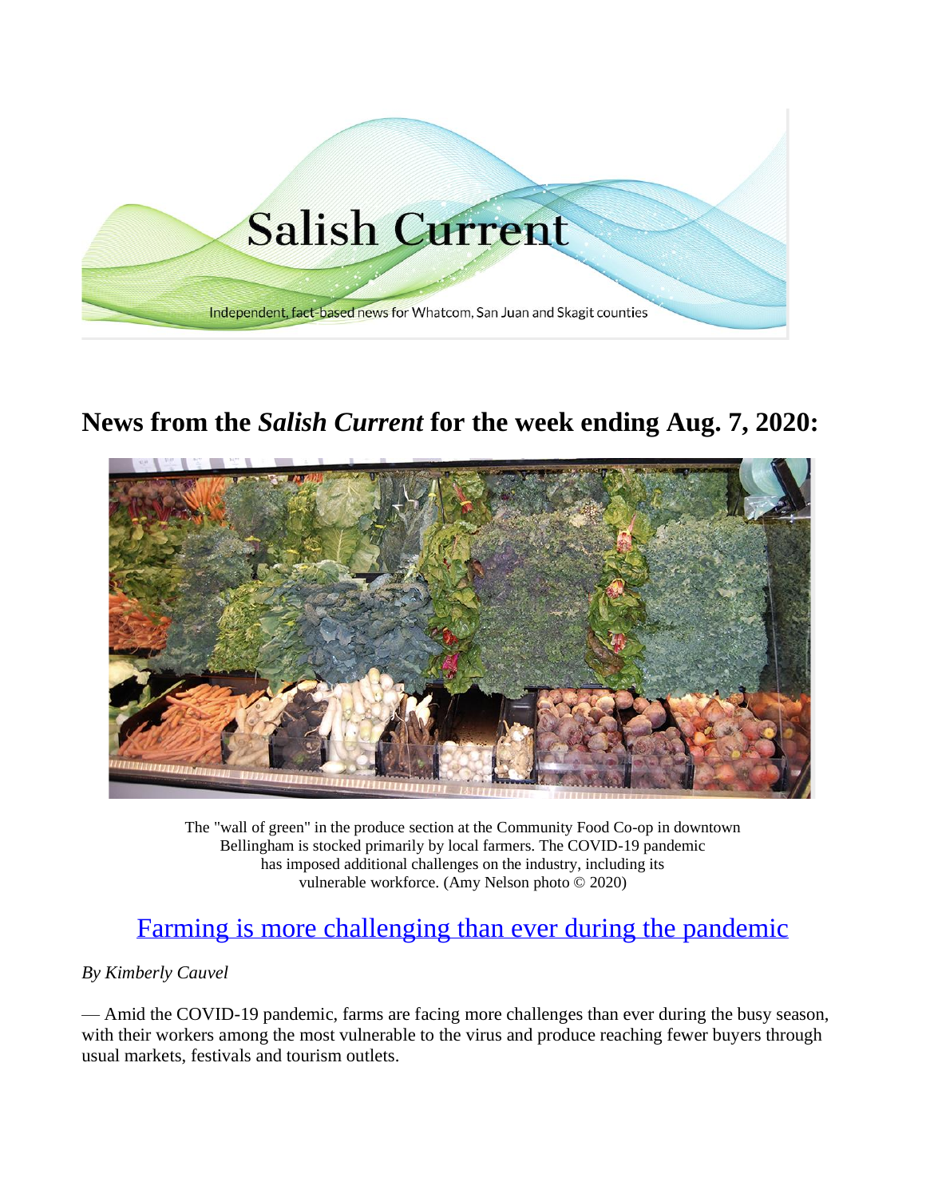Salish Current

Independent, fact-based news for Whatcom, San Juan and Skagit counties

## News from the *Salish Current* for the week ending Aug. 7, 2020:

The "wall of green" in the produce section at the Community Food Co-op in downtown Bellingham is stocked primarily by local farmers. The COVID-19 pandemic has imposed additional challenges on the industry, including its vulnerable workforce. (Amy Nelson photo © 2020)

## Farming is more challenging than ever during the pandemic

*By Kimberly Cauvel*

— Amid the COVID-19 pandemic, farms are facing more challenges than ever during the busy season, with their workers among the most vulnerable to the virus and produce reaching fewer buyers through usual markets, festivals and tourism outlets.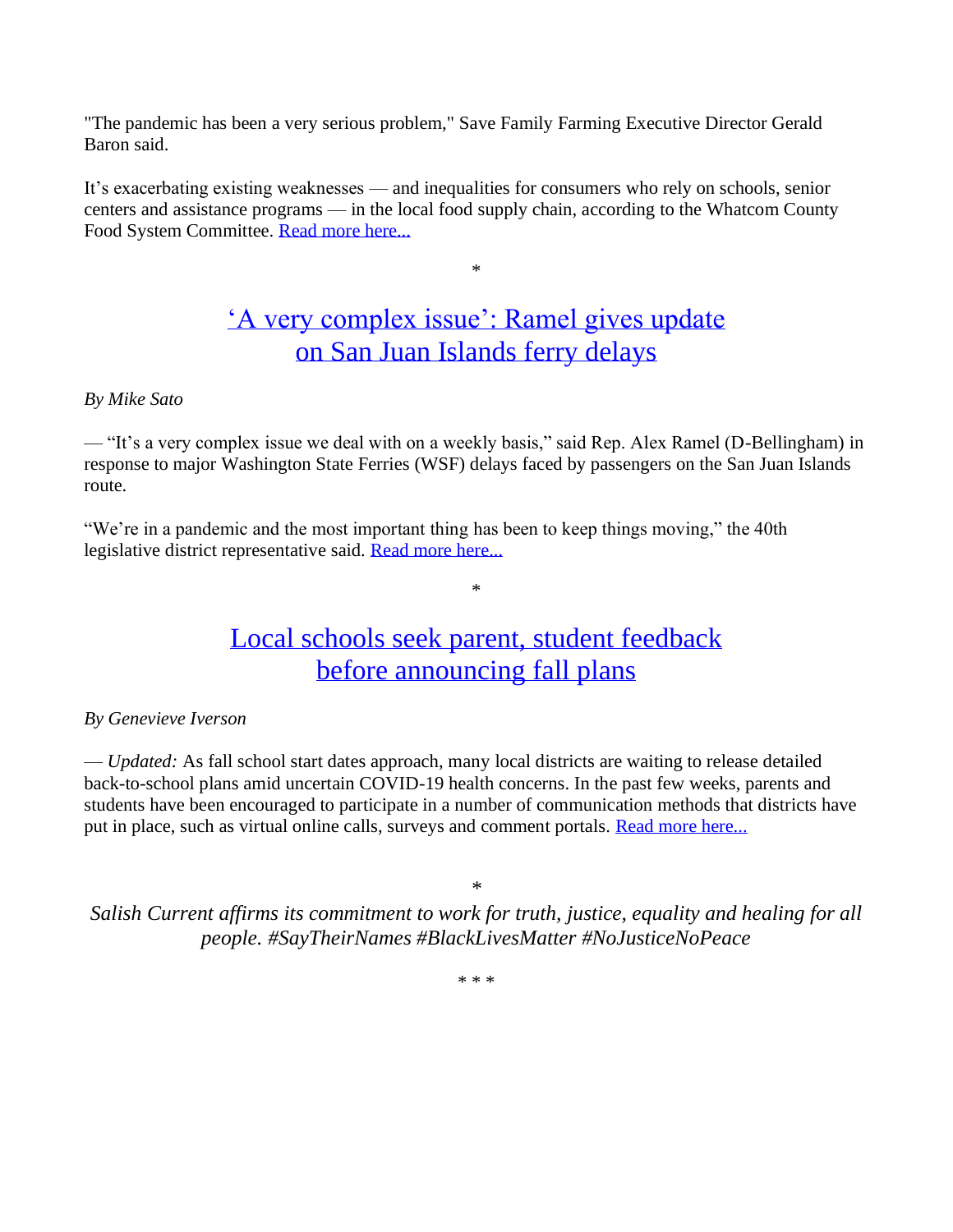"The pandemic has been a very serious problem," Save Family Farming Executive Director Gerald Baron said.

It's exacerbating existing weaknesses — and inequalities for consumers who rely on schools, senior centers and assistance programs — in the local food supply chain, according to the Whatcom County Food System Committee. [Read more here...]

*

## ['A very complex issue': Ramel gives update on San Juan Islands ferry delays]

*By Mike Sato*

— "It's a very complex issue we deal with on a weekly basis," said Rep. Alex Ramel (D-Bellingham) in response to major Washington State Ferries (WSF) delays faced by passengers on the San Juan Islands route.

"We're in a pandemic and the most important thing has been to keep things moving," the 40th legislative district representative said. [Read more here...]

*

## [Local schools seek parent, student feedback before announcing fall plans]

*By Genevieve Iverson*

— *Updated:* As fall school start dates approach, many local districts are waiting to release detailed back-to-school plans amid uncertain COVID-19 health concerns. In the past few weeks, parents and students have been encouraged to participate in a number of communication methods that districts have put in place, such as virtual online calls, surveys and comment portals. [Read more here...]

*

*Salish Current affirms its commitment to work for truth, justice, equality and healing for all people. #SayTheirNames #BlackLivesMatter #NoJusticeNoPeace*

* * *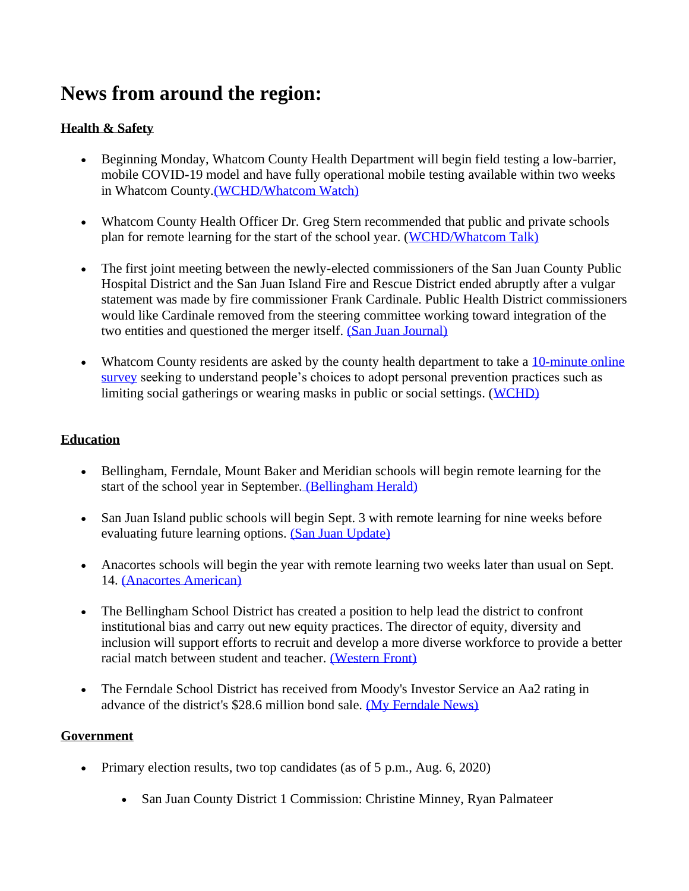# News from around the region:

**Health & Safety**

- Beginning Monday, Whatcom County Health Department will begin field testing a low-barrier, mobile COVID-19 model and have fully operational mobile testing available within two weeks in Whatcom County.(WCHD/Whatcom Watch)

- Whatcom County Health Officer Dr. Greg Stern recommended that public and private schools plan for remote learning for the start of the school year. (WCHD/Whatcom Talk)

- The first joint meeting between the newly-elected commissioners of the San Juan County Public Hospital District and the San Juan Island Fire and Rescue District ended abruptly after a vulgar statement was made by fire commissioner Frank Cardinale. Public Health District commissioners would like Cardinale removed from the steering committee working toward integration of the two entities and questioned the merger itself. (San Juan Journal)

- Whatcom County residents are asked by the county health department to take a 10-minute online survey seeking to understand people's choices to adopt personal prevention practices such as limiting social gatherings or wearing masks in public or social settings. (WCHD)

**Education**

- Bellingham, Ferndale, Mount Baker and Meridian schools will begin remote learning for the start of the school year in September. (Bellingham Herald)

- San Juan Island public schools will begin Sept. 3 with remote learning for nine weeks before evaluating future learning options. (San Juan Update)

- Anacortes schools will begin the year with remote learning two weeks later than usual on Sept. 14. (Anacortes American)

- The Bellingham School District has created a position to help lead the district to confront institutional bias and carry out new equity practices. The director of equity, diversity and inclusion will support efforts to recruit and develop a more diverse workforce to provide a better racial match between student and teacher. (Western Front)

- The Ferndale School District has received from Moody's Investor Service an Aa2 rating in advance of the district's $28.6 million bond sale. (My Ferndale News)

**Government**

- Primary election results, two top candidates (as of 5 p.m., Aug. 6, 2020)
  - San Juan County District 1 Commission: Christine Minney, Ryan Palmateer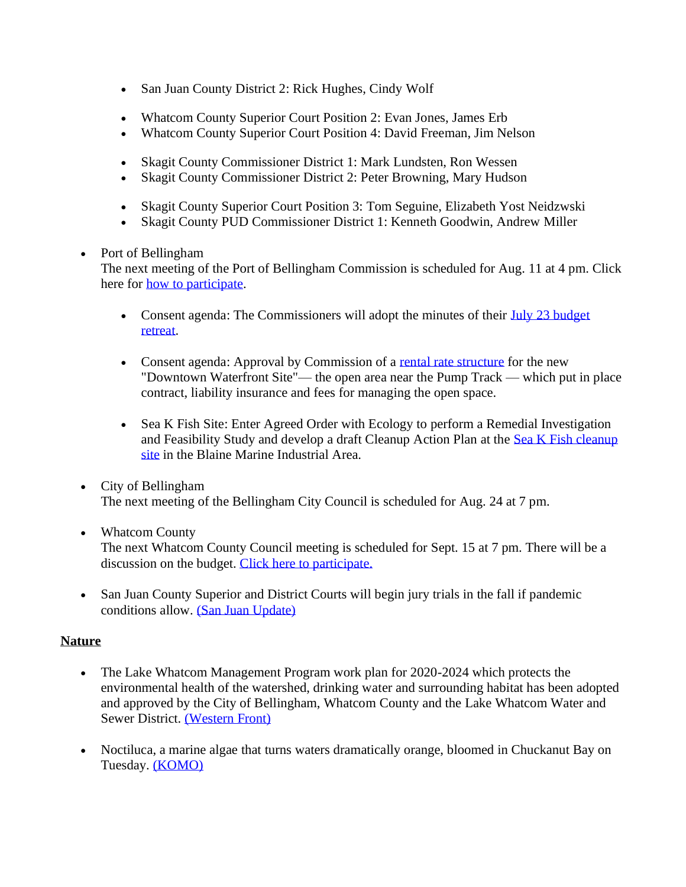- San Juan County District 2: Rick Hughes, Cindy Wolf

  - Whatcom County Superior Court Position 2: Evan Jones, James Erb
  - Whatcom County Superior Court Position 4: David Freeman, Jim Nelson

  - Skagit County Commissioner District 1: Mark Lundsten, Ron Wessen
  - Skagit County Commissioner District 2: Peter Browning, Mary Hudson

  - Skagit County Superior Court Position 3: Tom Seguine, Elizabeth Yost Neidzwski
  - Skagit County PUD Commissioner District 1: Kenneth Goodwin, Andrew Miller

- Port of Bellingham
  The next meeting of the Port of Bellingham Commission is scheduled for Aug. 11 at 4 pm. Click here for how to participate.

  - Consent agenda: The Commissioners will adopt the minutes of their July 23 budget retreat.

  - Consent agenda: Approval by Commission of a rental rate structure for the new "Downtown Waterfront Site"— the open area near the Pump Track — which put in place contract, liability insurance and fees for managing the open space.

  - Sea K Fish Site: Enter Agreed Order with Ecology to perform a Remedial Investigation and Feasibility Study and develop a draft Cleanup Action Plan at the Sea K Fish cleanup site in the Blaine Marine Industrial Area.

- City of Bellingham
  The next meeting of the Bellingham City Council is scheduled for Aug. 24 at 7 pm.

- Whatcom County
  The next Whatcom County Council meeting is scheduled for Sept. 15 at 7 pm. There will be a discussion on the budget. Click here to participate.

- San Juan County Superior and District Courts will begin jury trials in the fall if pandemic conditions allow. (San Juan Update)

**Nature**

- The Lake Whatcom Management Program work plan for 2020-2024 which protects the environmental health of the watershed, drinking water and surrounding habitat has been adopted and approved by the City of Bellingham, Whatcom County and the Lake Whatcom Water and Sewer District. (Western Front)

- Noctiluca, a marine algae that turns waters dramatically orange, bloomed in Chuckanut Bay on Tuesday. (KOMO)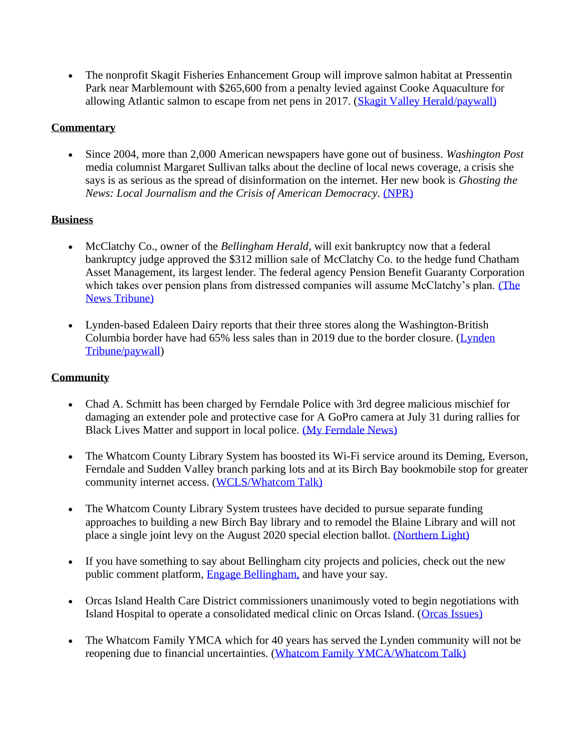- The nonprofit Skagit Fisheries Enhancement Group will improve salmon habitat at Pressentin Park near Marblemount with $265,600 from a penalty levied against Cooke Aquaculture for allowing Atlantic salmon to escape from net pens in 2017. (Skagit Valley Herald/paywall)

**Commentary**

- Since 2004, more than 2,000 American newspapers have gone out of business. *Washington Post* media columnist Margaret Sullivan talks about the decline of local news coverage, a crisis she says is as serious as the spread of disinformation on the internet. Her new book is *Ghosting the News: Local Journalism and the Crisis of American Democracy*. (NPR)

**Business**

- McClatchy Co., owner of the *Bellingham Herald*, will exit bankruptcy now that a federal bankruptcy judge approved the $312 million sale of McClatchy Co. to the hedge fund Chatham Asset Management, its largest lender. The federal agency Pension Benefit Guaranty Corporation which takes over pension plans from distressed companies will assume McClatchy's plan. (The News Tribune)

- Lynden-based Edaleen Dairy reports that their three stores along the Washington-British Columbia border have had 65% less sales than in 2019 due to the border closure. (Lynden Tribune/paywall)

**Community**

- Chad A. Schmitt has been charged by Ferndale Police with 3rd degree malicious mischief for damaging an extender pole and protective case for A GoPro camera at July 31 during rallies for Black Lives Matter and support in local police. (My Ferndale News)

- The Whatcom County Library System has boosted its Wi-Fi service around its Deming, Everson, Ferndale and Sudden Valley branch parking lots and at its Birch Bay bookmobile stop for greater community internet access. (WCLS/Whatcom Talk)

- The Whatcom County Library System trustees have decided to pursue separate funding approaches to building a new Birch Bay library and to remodel the Blaine Library and will not place a single joint levy on the August 2020 special election ballot. (Northern Light)

- If you have something to say about Bellingham city projects and policies, check out the new public comment platform, Engage Bellingham, and have your say.

- Orcas Island Health Care District commissioners unanimously voted to begin negotiations with Island Hospital to operate a consolidated medical clinic on Orcas Island. (Orcas Issues)

- The Whatcom Family YMCA which for 40 years has served the Lynden community will not be reopening due to financial uncertainties. (Whatcom Family YMCA/Whatcom Talk)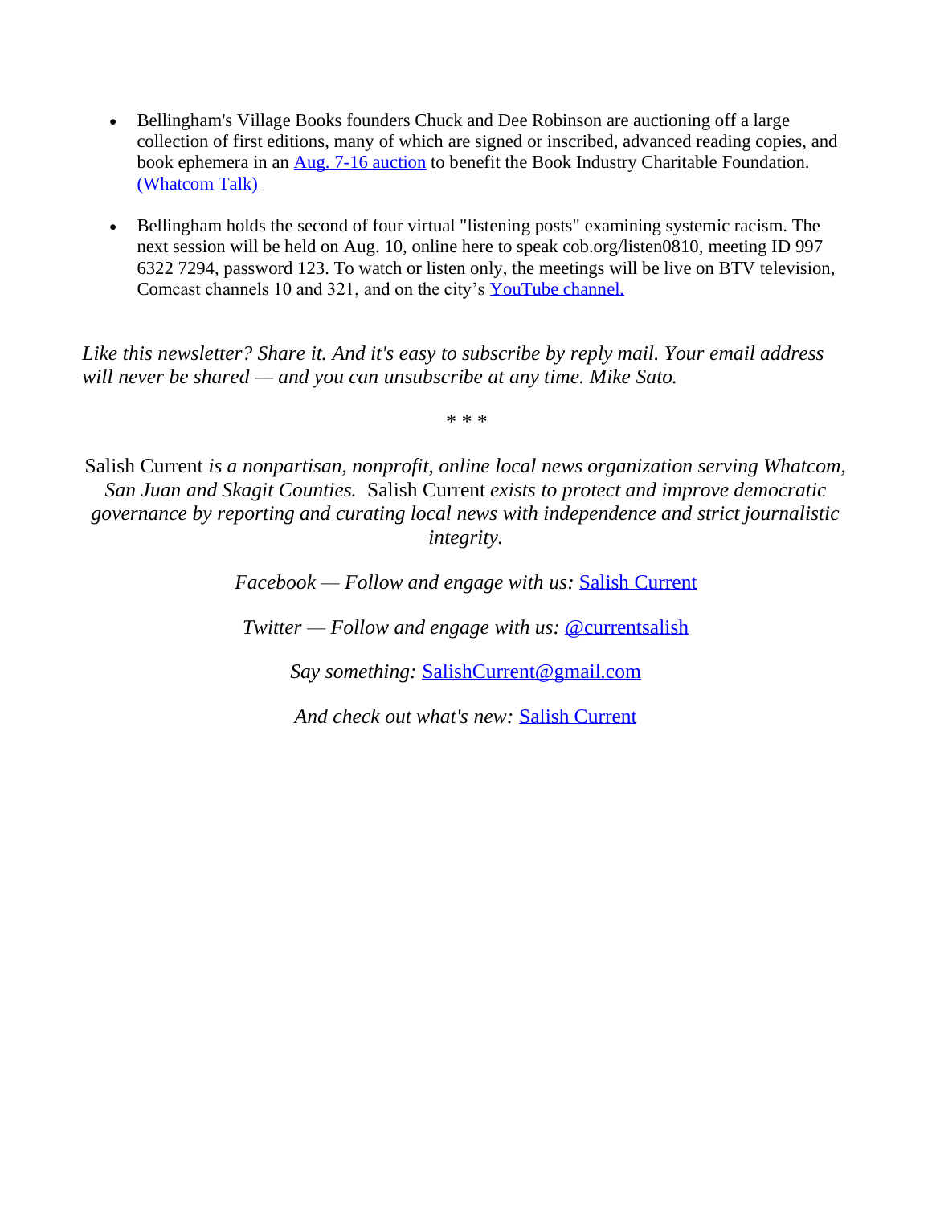- Bellingham's Village Books founders Chuck and Dee Robinson are auctioning off a large collection of first editions, many of which are signed or inscribed, advanced reading copies, and book ephemera in an Aug. 7-16 auction to benefit the Book Industry Charitable Foundation. (Whatcom Talk)

- Bellingham holds the second of four virtual "listening posts" examining systemic racism. The next session will be held on Aug. 10, online here to speak cob.org/listen0810, meeting ID 997 6322 7294, password 123. To watch or listen only, the meetings will be live on BTV television, Comcast channels 10 and 321, and on the city's YouTube channel.

*Like this newsletter? Share it. And it's easy to subscribe by reply mail. Your email address will never be shared — and you can unsubscribe at any time. Mike Sato.*

* * *

Salish Current *is a nonpartisan, nonprofit, online local news organization serving Whatcom, San Juan and Skagit Counties.* Salish Current *exists to protect and improve democratic governance by reporting and curating local news with independence and strict journalistic integrity.*

*Facebook — Follow and engage with us:* Salish Current

*Twitter — Follow and engage with us:* @currentsalish

*Say something:* SalishCurrent@gmail.com

*And check out what's new:* Salish Current